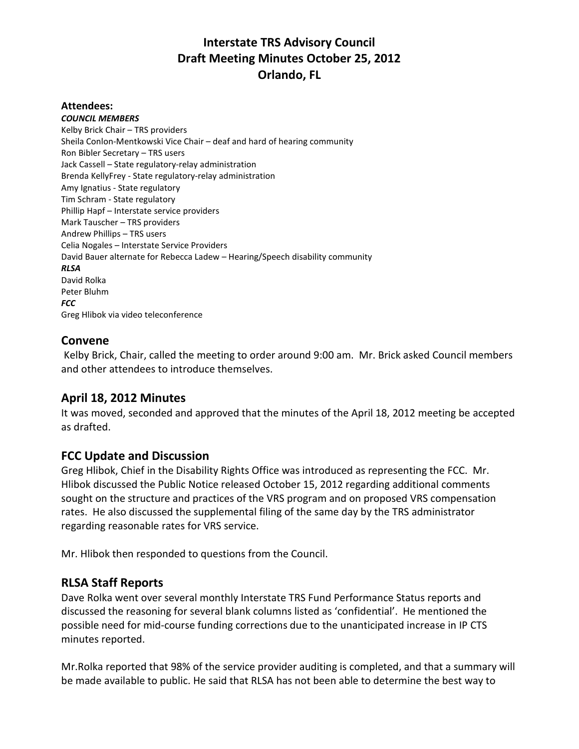# Interstate TRS Advisory Council
# Draft Meeting Minutes October 25, 2012
# Orlando, FL

**Attendees:**

***COUNCIL MEMBERS***

Kelby Brick Chair – TRS providers
Sheila Conlon-Mentkowski Vice Chair – deaf and hard of hearing community
Ron Bibler Secretary – TRS users
Jack Cassell – State regulatory-relay administration
Brenda KellyFrey - State regulatory-relay administration
Amy Ignatius - State regulatory
Tim Schram - State regulatory
Phillip Hapf – Interstate service providers
Mark Tauscher – TRS providers
Andrew Phillips – TRS users
Celia Nogales – Interstate Service Providers
David Bauer alternate for Rebecca Ladew – Hearing/Speech disability community

***RLSA***

David Rolka
Peter Bluhm

***FCC***

Greg Hlibok via video teleconference

## Convene

Kelby Brick, Chair, called the meeting to order around 9:00 am. Mr. Brick asked Council members and other attendees to introduce themselves.

## April 18, 2012 Minutes

It was moved, seconded and approved that the minutes of the April 18, 2012 meeting be accepted as drafted.

## FCC Update and Discussion

Greg Hlibok, Chief in the Disability Rights Office was introduced as representing the FCC. Mr. Hlibok discussed the Public Notice released October 15, 2012 regarding additional comments sought on the structure and practices of the VRS program and on proposed VRS compensation rates. He also discussed the supplemental filing of the same day by the TRS administrator regarding reasonable rates for VRS service.

Mr. Hlibok then responded to questions from the Council.

## RLSA Staff Reports

Dave Rolka went over several monthly Interstate TRS Fund Performance Status reports and discussed the reasoning for several blank columns listed as 'confidential'. He mentioned the possible need for mid-course funding corrections due to the unanticipated increase in IP CTS minutes reported.

Mr.Rolka reported that 98% of the service provider auditing is completed, and that a summary will be made available to public. He said that RLSA has not been able to determine the best way to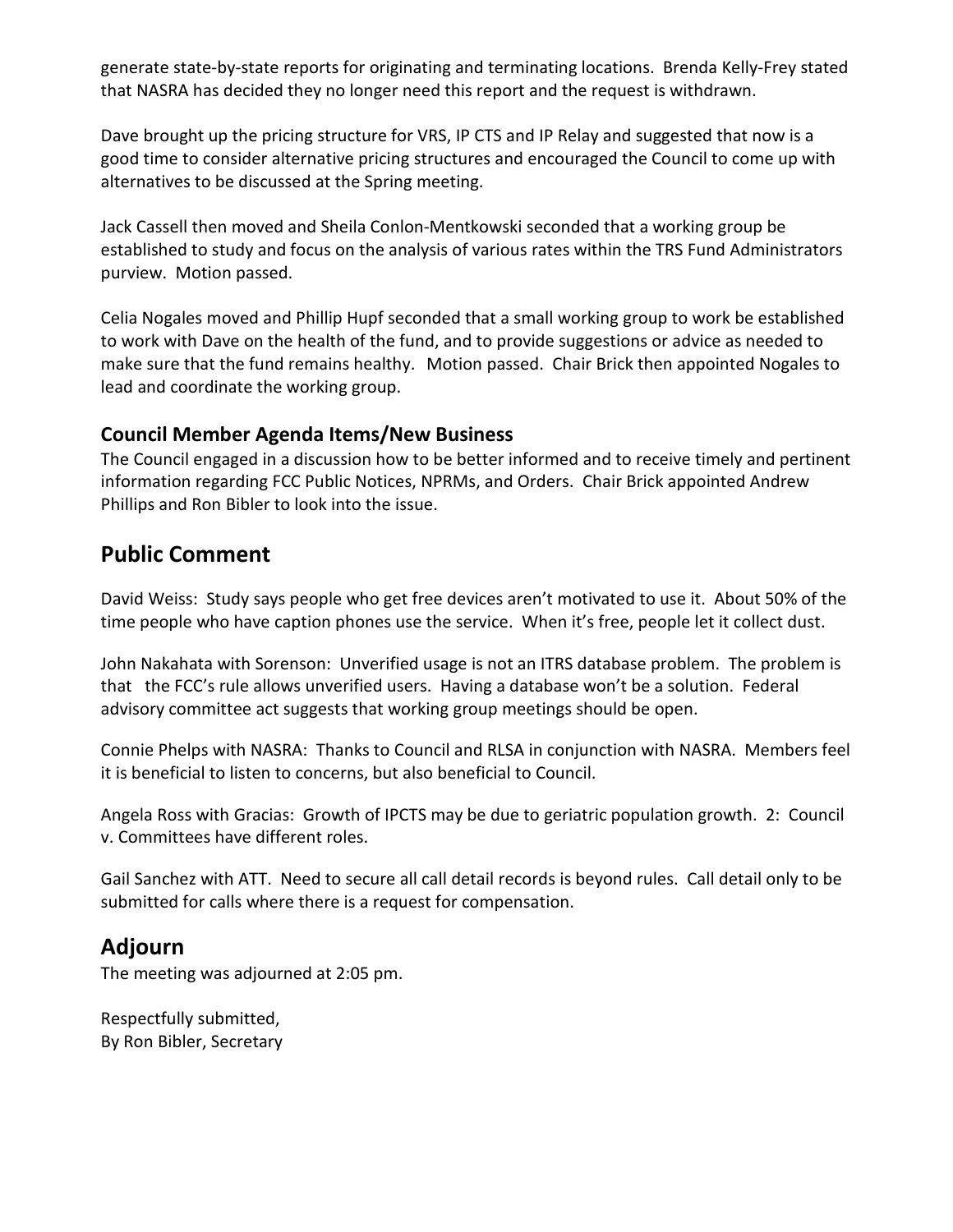generate state-by-state reports for originating and terminating locations. Brenda Kelly-Frey stated that NASRA has decided they no longer need this report and the request is withdrawn.

Dave brought up the pricing structure for VRS, IP CTS and IP Relay and suggested that now is a good time to consider alternative pricing structures and encouraged the Council to come up with alternatives to be discussed at the Spring meeting.

Jack Cassell then moved and Sheila Conlon-Mentkowski seconded that a working group be established to study and focus on the analysis of various rates within the TRS Fund Administrators purview. Motion passed.

Celia Nogales moved and Phillip Hupf seconded that a small working group to work be established to work with Dave on the health of the fund, and to provide suggestions or advice as needed to make sure that the fund remains healthy. Motion passed. Chair Brick then appointed Nogales to lead and coordinate the working group.

### Council Member Agenda Items/New Business

The Council engaged in a discussion how to be better informed and to receive timely and pertinent information regarding FCC Public Notices, NPRMs, and Orders. Chair Brick appointed Andrew Phillips and Ron Bibler to look into the issue.

## Public Comment

David Weiss: Study says people who get free devices aren't motivated to use it. About 50% of the time people who have caption phones use the service. When it's free, people let it collect dust.

John Nakahata with Sorenson: Unverified usage is not an ITRS database problem. The problem is that the FCC's rule allows unverified users. Having a database won't be a solution. Federal advisory committee act suggests that working group meetings should be open.

Connie Phelps with NASRA: Thanks to Council and RLSA in conjunction with NASRA. Members feel it is beneficial to listen to concerns, but also beneficial to Council.

Angela Ross with Gracias: Growth of IPCTS may be due to geriatric population growth. 2: Council v. Committees have different roles.

Gail Sanchez with ATT. Need to secure all call detail records is beyond rules. Call detail only to be submitted for calls where there is a request for compensation.

## Adjourn

The meeting was adjourned at 2:05 pm.

Respectfully submitted,
By Ron Bibler, Secretary